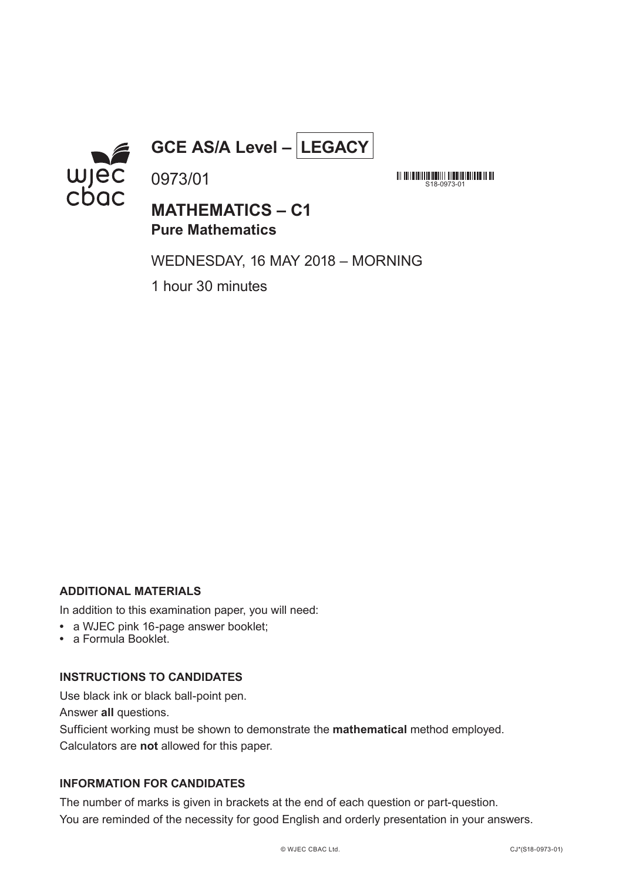# GCE AS/A Level – LEGACY

0973/01

S18-0973-01

## MATHEMATICS – C1
### Pure Mathematics

WEDNESDAY, 16 MAY 2018 – MORNING

1 hour 30 minutes

**ADDITIONAL MATERIALS**

In addition to this examination paper, you will need:

- a WJEC pink 16-page answer booklet;
- a Formula Booklet.

**INSTRUCTIONS TO CANDIDATES**

Use black ink or black ball-point pen.

Answer **all** questions.

Sufficient working must be shown to demonstrate the **mathematical** method employed.

Calculators are **not** allowed for this paper.

**INFORMATION FOR CANDIDATES**

The number of marks is given in brackets at the end of each question or part-question.

You are reminded of the necessity for good English and orderly presentation in your answers.

© WJEC CBAC Ltd. CJ*(S18-0973-01)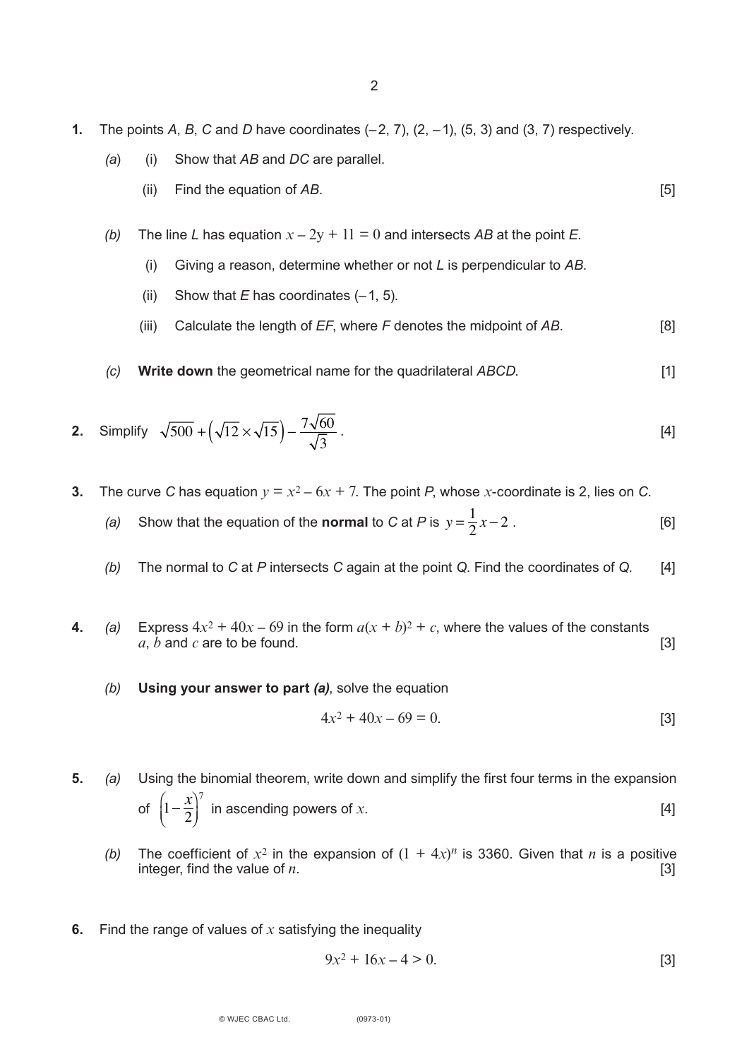**1.** The points $A$, $B$, $C$ and $D$ have coordinates $(-2, 7)$, $(2, -1)$, $(5, 3)$ and $(3, 7)$ respectively.

*(a)* (i) Show that $AB$ and $DC$ are parallel.

(ii) Find the equation of $AB$. [5]

*(b)* The line $L$ has equation $x - 2y + 11 = 0$ and intersects $AB$ at the point $E$.

(i) Giving a reason, determine whether or not $L$ is perpendicular to $AB$.

(ii) Show that $E$ has coordinates $(-1, 5)$.

(iii) Calculate the length of $EF$, where $F$ denotes the midpoint of $AB$. [8]

*(c)* **Write down** the geometrical name for the quadrilateral $ABCD$. [1]

**2.** Simplify $\sqrt{500} + \left(\sqrt{12} \times \sqrt{15}\right) - \dfrac{7\sqrt{60}}{\sqrt{3}}$. [4]

**3.** The curve $C$ has equation $y = x^2 - 6x + 7$. The point $P$, whose $x$-coordinate is 2, lies on $C$.

*(a)* Show that the equation of the **normal** to $C$ at $P$ is $y = \dfrac{1}{2}x - 2$. [6]

*(b)* The normal to $C$ at $P$ intersects $C$ again at the point $Q$. Find the coordinates of $Q$. [4]

**4.** *(a)* Express $4x^2 + 40x - 69$ in the form $a(x + b)^2 + c$, where the values of the constants $a$, $b$ and $c$ are to be found. [3]

*(b)* **Using your answer to part *(a)***, solve the equation

$$4x^2 + 40x - 69 = 0.$$ [3]

**5.** *(a)* Using the binomial theorem, write down and simplify the first four terms in the expansion of $\left(1 - \dfrac{x}{2}\right)^7$ in ascending powers of $x$. [4]

*(b)* The coefficient of $x^2$ in the expansion of $(1 + 4x)^n$ is 3360. Given that $n$ is a positive integer, find the value of $n$. [3]

**6.** Find the range of values of $x$ satisfying the inequality

$$9x^2 + 16x - 4 > 0.$$ [3]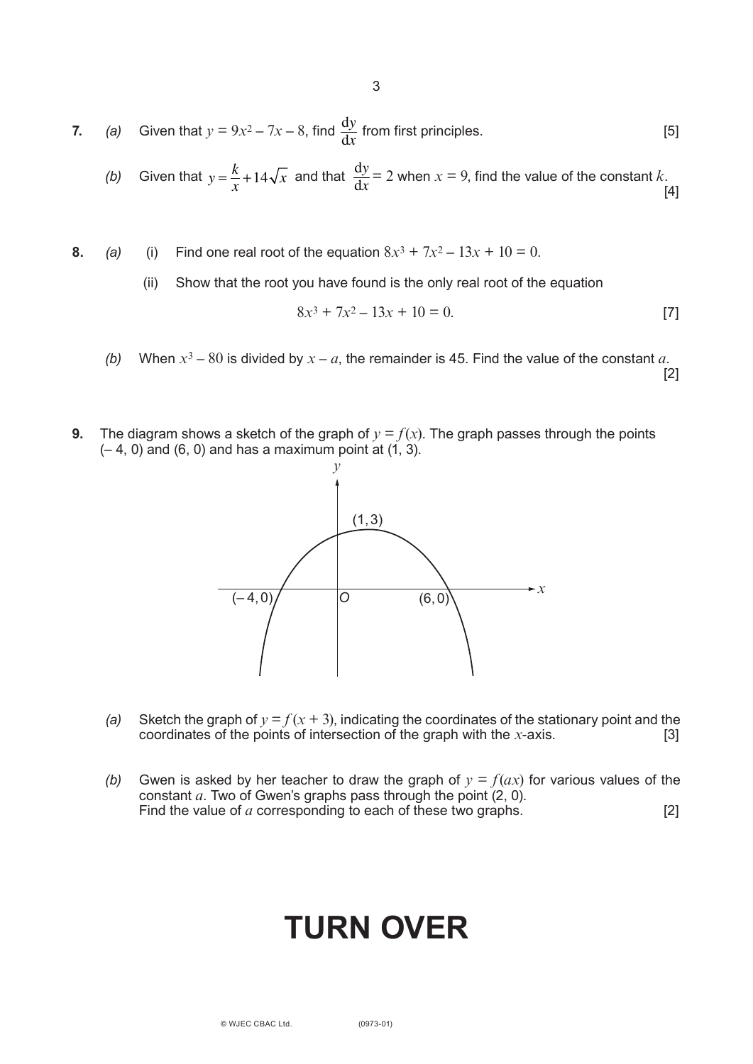**7.** *(a)* Given that $y = 9x^2 - 7x - 8$, find $\frac{dy}{dx}$ from first principles. [5]

*(b)* Given that $y = \frac{k}{x} + 14\sqrt{x}$ and that $\frac{dy}{dx} = 2$ when $x = 9$, find the value of the constant $k$. [4]

**8.** *(a)* (i) Find one real root of the equation $8x^3 + 7x^2 - 13x + 10 = 0$.

(ii) Show that the root you have found is the only real root of the equation

$$8x^3 + 7x^2 - 13x + 10 = 0.$$ [7]

*(b)* When $x^3 - 80$ is divided by $x - a$, the remainder is 45. Find the value of the constant $a$. [2]

**9.** The diagram shows a sketch of the graph of $y = f(x)$. The graph passes through the points $(-4, 0)$ and $(6, 0)$ and has a maximum point at $(1, 3)$.

*(a)* Sketch the graph of $y = f(x + 3)$, indicating the coordinates of the stationary point and the coordinates of the points of intersection of the graph with the $x$-axis. [3]

*(b)* Gwen is asked by her teacher to draw the graph of $y = f(ax)$ for various values of the constant $a$. Two of Gwen's graphs pass through the point $(2, 0)$. Find the value of $a$ corresponding to each of these two graphs. [2]

# TURN OVER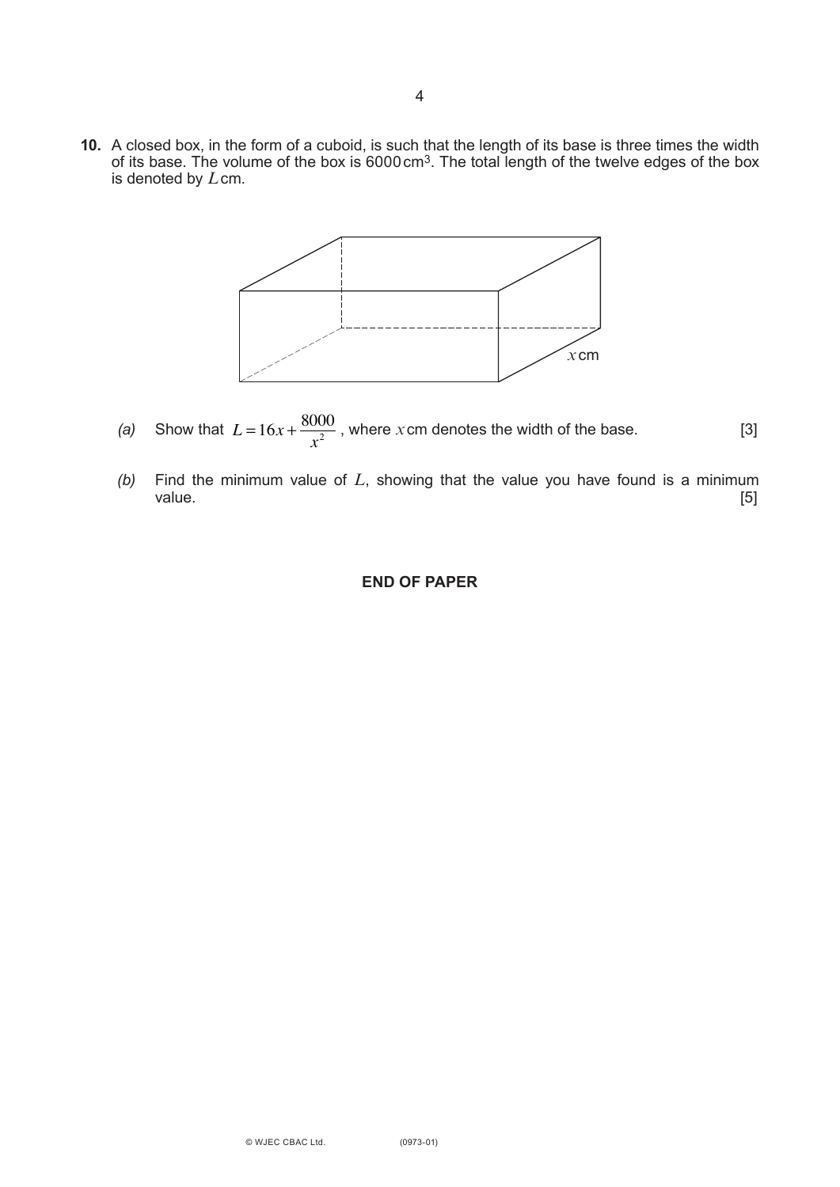**10.** A closed box, in the form of a cuboid, is such that the length of its base is three times the width of its base. The volume of the box is 6000 cm³. The total length of the twelve edges of the box is denoted by $L$ cm.

$x$ cm

*(a)* Show that $L = 16x + \dfrac{8000}{x^2}$, where $x$ cm denotes the width of the base. [3]

*(b)* Find the minimum value of $L$, showing that the value you have found is a minimum value. [5]

**END OF PAPER**